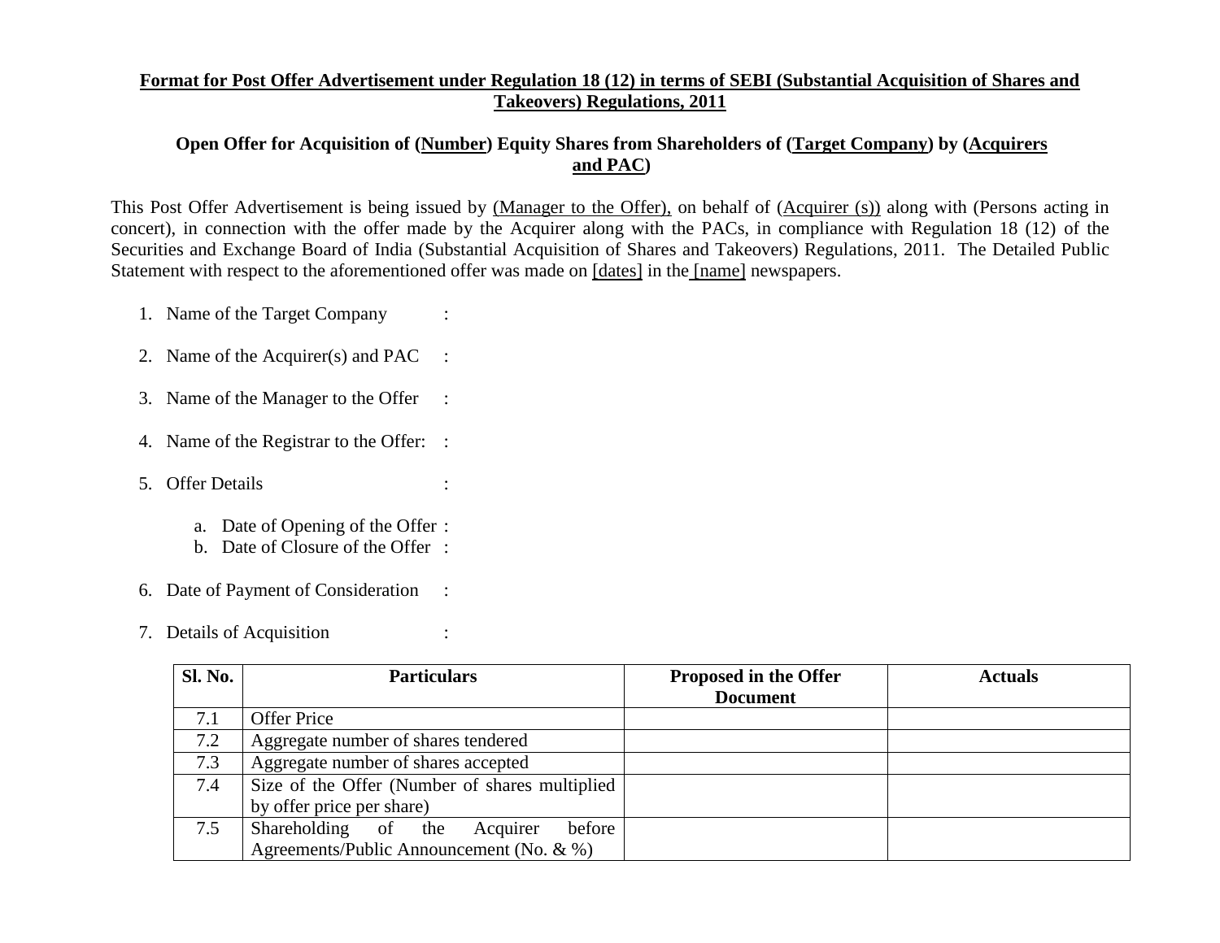**Format for Post Offer Advertisement under Regulation 18 (12) in terms of SEBI (Substantial Acquisition of Shares and Takeovers) Regulations, 2011**

**Open Offer for Acquisition of (Number) Equity Shares from Shareholders of (Target Company) by (Acquirers and PAC)**

This Post Offer Advertisement is being issued by (Manager to the Offer), on behalf of (Acquirer (s)) along with (Persons acting in concert), in connection with the offer made by the Acquirer along with the PACs, in compliance with Regulation 18 (12) of the Securities and Exchange Board of India (Substantial Acquisition of Shares and Takeovers) Regulations, 2011. The Detailed Public Statement with respect to the aforementioned offer was made on [dates] in the [name] newspapers.

1. Name of the Target Company :
2. Name of the Acquirer(s) and PAC :
3. Name of the Manager to the Offer :
4. Name of the Registrar to the Offer: :
5. Offer Details :
   a. Date of Opening of the Offer :
   b. Date of Closure of the Offer :
6. Date of Payment of Consideration :
7. Details of Acquisition :

| Sl. No. | Particulars | Proposed in the Offer Document | Actuals |
|---|---|---|---|
| 7.1 | Offer Price | | |
| 7.2 | Aggregate number of shares tendered | | |
| 7.3 | Aggregate number of shares accepted | | |
| 7.4 | Size of the Offer (Number of shares multiplied by offer price per share) | | |
| 7.5 | Shareholding of the Acquirer before Agreements/Public Announcement (No. & %) | | |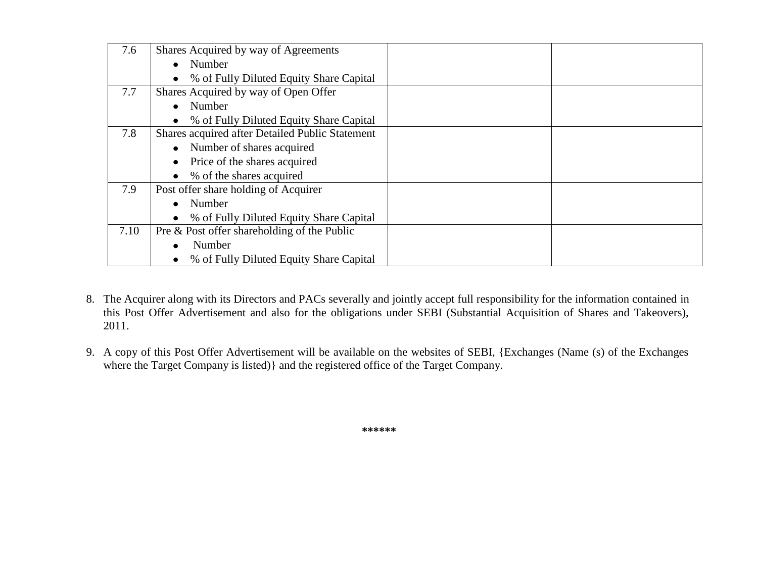| | | | |
|---|---|---|---|
| 7.6 | Shares Acquired by way of Agreements<br>• Number<br>• % of Fully Diluted Equity Share Capital | | |
| 7.7 | Shares Acquired by way of Open Offer<br>• Number<br>• % of Fully Diluted Equity Share Capital | | |
| 7.8 | Shares acquired after Detailed Public Statement<br>• Number of shares acquired<br>• Price of the shares acquired<br>• % of the shares acquired | | |
| 7.9 | Post offer share holding of Acquirer<br>• Number<br>• % of Fully Diluted Equity Share Capital | | |
| 7.10 | Pre & Post offer shareholding of the Public<br>• Number<br>• % of Fully Diluted Equity Share Capital | | |

8. The Acquirer along with its Directors and PACs severally and jointly accept full responsibility for the information contained in this Post Offer Advertisement and also for the obligations under SEBI (Substantial Acquisition of Shares and Takeovers), 2011.

9. A copy of this Post Offer Advertisement will be available on the websites of SEBI, {Exchanges (Name (s) of the Exchanges where the Target Company is listed)} and the registered office of the Target Company.

**\*\*\*\*\*\***